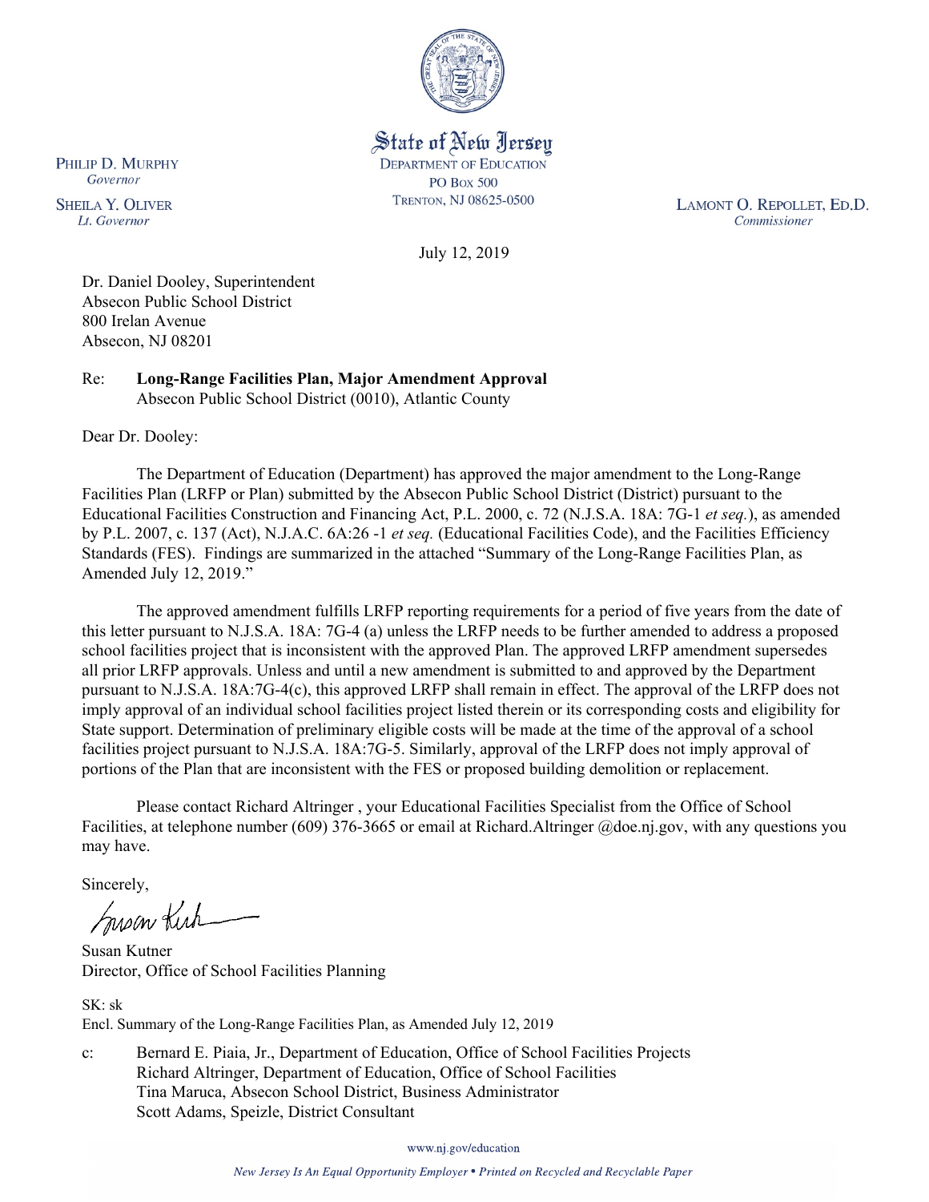State of New Jersey
DEPARTMENT OF EDUCATION
PO BOX 500
TRENTON, NJ 08625-0500

PHILIP D. MURPHY
*Governor*

SHEILA Y. OLIVER
*Lt. Governor*

LAMONT O. REPOLLET, ED.D.
*Commissioner*

July 12, 2019

Dr. Daniel Dooley, Superintendent
Absecon Public School District
800 Irelan Avenue
Absecon, NJ 08201

Re: **Long-Range Facilities Plan, Major Amendment Approval**
Absecon Public School District (0010), Atlantic County

Dear Dr. Dooley:

The Department of Education (Department) has approved the major amendment to the Long-Range Facilities Plan (LRFP or Plan) submitted by the Absecon Public School District (District) pursuant to the Educational Facilities Construction and Financing Act, P.L. 2000, c. 72 (N.J.S.A. 18A: 7G-1 *et seq.*), as amended by P.L. 2007, c. 137 (Act), N.J.A.C. 6A:26 -1 *et seq.* (Educational Facilities Code), and the Facilities Efficiency Standards (FES). Findings are summarized in the attached "Summary of the Long-Range Facilities Plan, as Amended July 12, 2019."

The approved amendment fulfills LRFP reporting requirements for a period of five years from the date of this letter pursuant to N.J.S.A. 18A: 7G-4 (a) unless the LRFP needs to be further amended to address a proposed school facilities project that is inconsistent with the approved Plan. The approved LRFP amendment supersedes all prior LRFP approvals. Unless and until a new amendment is submitted to and approved by the Department pursuant to N.J.S.A. 18A:7G-4(c), this approved LRFP shall remain in effect. The approval of the LRFP does not imply approval of an individual school facilities project listed therein or its corresponding costs and eligibility for State support. Determination of preliminary eligible costs will be made at the time of the approval of a school facilities project pursuant to N.J.S.A. 18A:7G-5. Similarly, approval of the LRFP does not imply approval of portions of the Plan that are inconsistent with the FES or proposed building demolition or replacement.

Please contact Richard Altringer , your Educational Facilities Specialist from the Office of School Facilities, at telephone number (609) 376-3665 or email at Richard.Altringer @doe.nj.gov, with any questions you may have.

Sincerely,

Susan Kutner
Director, Office of School Facilities Planning

SK: sk
Encl. Summary of the Long-Range Facilities Plan, as Amended July 12, 2019

c: Bernard E. Piaia, Jr., Department of Education, Office of School Facilities Projects
Richard Altringer, Department of Education, Office of School Facilities
Tina Maruca, Absecon School District, Business Administrator
Scott Adams, Speizle, District Consultant

www.nj.gov/education

*New Jersey Is An Equal Opportunity Employer • Printed on Recycled and Recyclable Paper*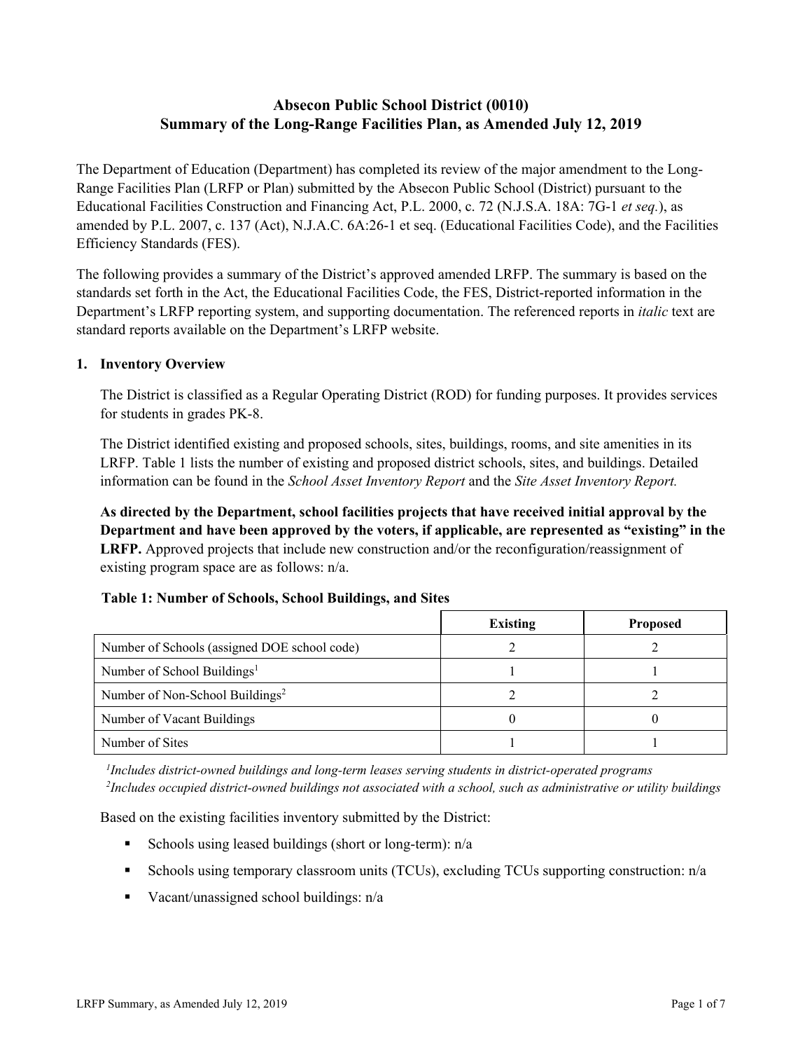# Absecon Public School District (0010)
# Summary of the Long-Range Facilities Plan, as Amended July 12, 2019

The Department of Education (Department) has completed its review of the major amendment to the Long-Range Facilities Plan (LRFP or Plan) submitted by the Absecon Public School (District) pursuant to the Educational Facilities Construction and Financing Act, P.L. 2000, c. 72 (N.J.S.A. 18A: 7G-1 *et seq.*), as amended by P.L. 2007, c. 137 (Act), N.J.A.C. 6A:26-1 et seq. (Educational Facilities Code), and the Facilities Efficiency Standards (FES).

The following provides a summary of the District's approved amended LRFP. The summary is based on the standards set forth in the Act, the Educational Facilities Code, the FES, District-reported information in the Department's LRFP reporting system, and supporting documentation. The referenced reports in *italic* text are standard reports available on the Department's LRFP website.

## 1. Inventory Overview

The District is classified as a Regular Operating District (ROD) for funding purposes. It provides services for students in grades PK-8.

The District identified existing and proposed schools, sites, buildings, rooms, and site amenities in its LRFP. Table 1 lists the number of existing and proposed district schools, sites, and buildings. Detailed information can be found in the *School Asset Inventory Report* and the *Site Asset Inventory Report.*

**As directed by the Department, school facilities projects that have received initial approval by the Department and have been approved by the voters, if applicable, are represented as "existing" in the LRFP.** Approved projects that include new construction and/or the reconfiguration/reassignment of existing program space are as follows: n/a.

**Table 1: Number of Schools, School Buildings, and Sites**

| | Existing | Proposed |
|---|---|---|
| Number of Schools (assigned DOE school code) | 2 | 2 |
| Number of School Buildings[1] | 1 | 1 |
| Number of Non-School Buildings[2] | 2 | 2 |
| Number of Vacant Buildings | 0 | 0 |
| Number of Sites | 1 | 1 |

*[1]Includes district-owned buildings and long-term leases serving students in district-operated programs*
*[2]Includes occupied district-owned buildings not associated with a school, such as administrative or utility buildings*

Based on the existing facilities inventory submitted by the District:

- Schools using leased buildings (short or long-term): n/a
- Schools using temporary classroom units (TCUs), excluding TCUs supporting construction: n/a
- Vacant/unassigned school buildings: n/a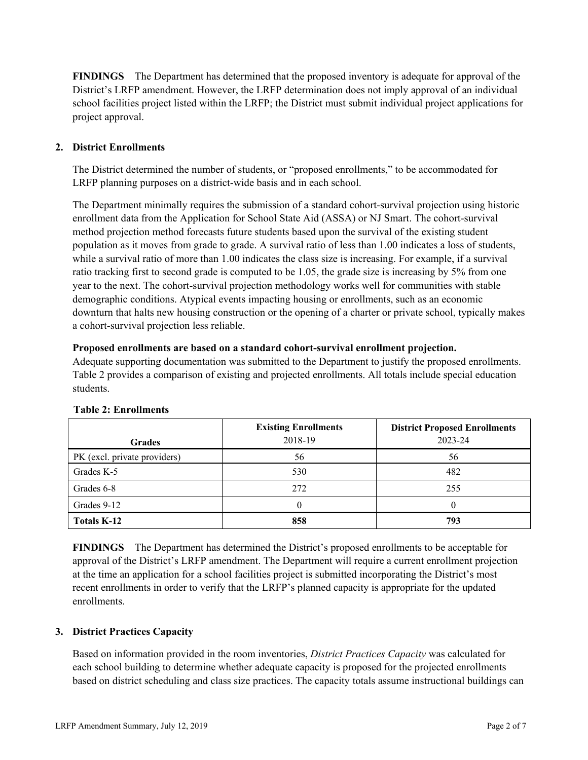**FINDINGS** The Department has determined that the proposed inventory is adequate for approval of the District's LRFP amendment. However, the LRFP determination does not imply approval of an individual school facilities project listed within the LRFP; the District must submit individual project applications for project approval.

## 2. District Enrollments

The District determined the number of students, or "proposed enrollments," to be accommodated for LRFP planning purposes on a district-wide basis and in each school.

The Department minimally requires the submission of a standard cohort-survival projection using historic enrollment data from the Application for School State Aid (ASSA) or NJ Smart. The cohort-survival method projection method forecasts future students based upon the survival of the existing student population as it moves from grade to grade. A survival ratio of less than 1.00 indicates a loss of students, while a survival ratio of more than 1.00 indicates the class size is increasing. For example, if a survival ratio tracking first to second grade is computed to be 1.05, the grade size is increasing by 5% from one year to the next. The cohort-survival projection methodology works well for communities with stable demographic conditions. Atypical events impacting housing or enrollments, such as an economic downturn that halts new housing construction or the opening of a charter or private school, typically makes a cohort-survival projection less reliable.

**Proposed enrollments are based on a standard cohort-survival enrollment projection.**
Adequate supporting documentation was submitted to the Department to justify the proposed enrollments. Table 2 provides a comparison of existing and projected enrollments. All totals include special education students.

**Table 2: Enrollments**

| Grades | Existing Enrollments 2018-19 | District Proposed Enrollments 2023-24 |
|---|---|---|
| PK (excl. private providers) | 56 | 56 |
| Grades K-5 | 530 | 482 |
| Grades 6-8 | 272 | 255 |
| Grades 9-12 | 0 | 0 |
| **Totals K-12** | **858** | **793** |

**FINDINGS** The Department has determined the District's proposed enrollments to be acceptable for approval of the District's LRFP amendment. The Department will require a current enrollment projection at the time an application for a school facilities project is submitted incorporating the District's most recent enrollments in order to verify that the LRFP's planned capacity is appropriate for the updated enrollments.

## 3. District Practices Capacity

Based on information provided in the room inventories, *District Practices Capacity* was calculated for each school building to determine whether adequate capacity is proposed for the projected enrollments based on district scheduling and class size practices. The capacity totals assume instructional buildings can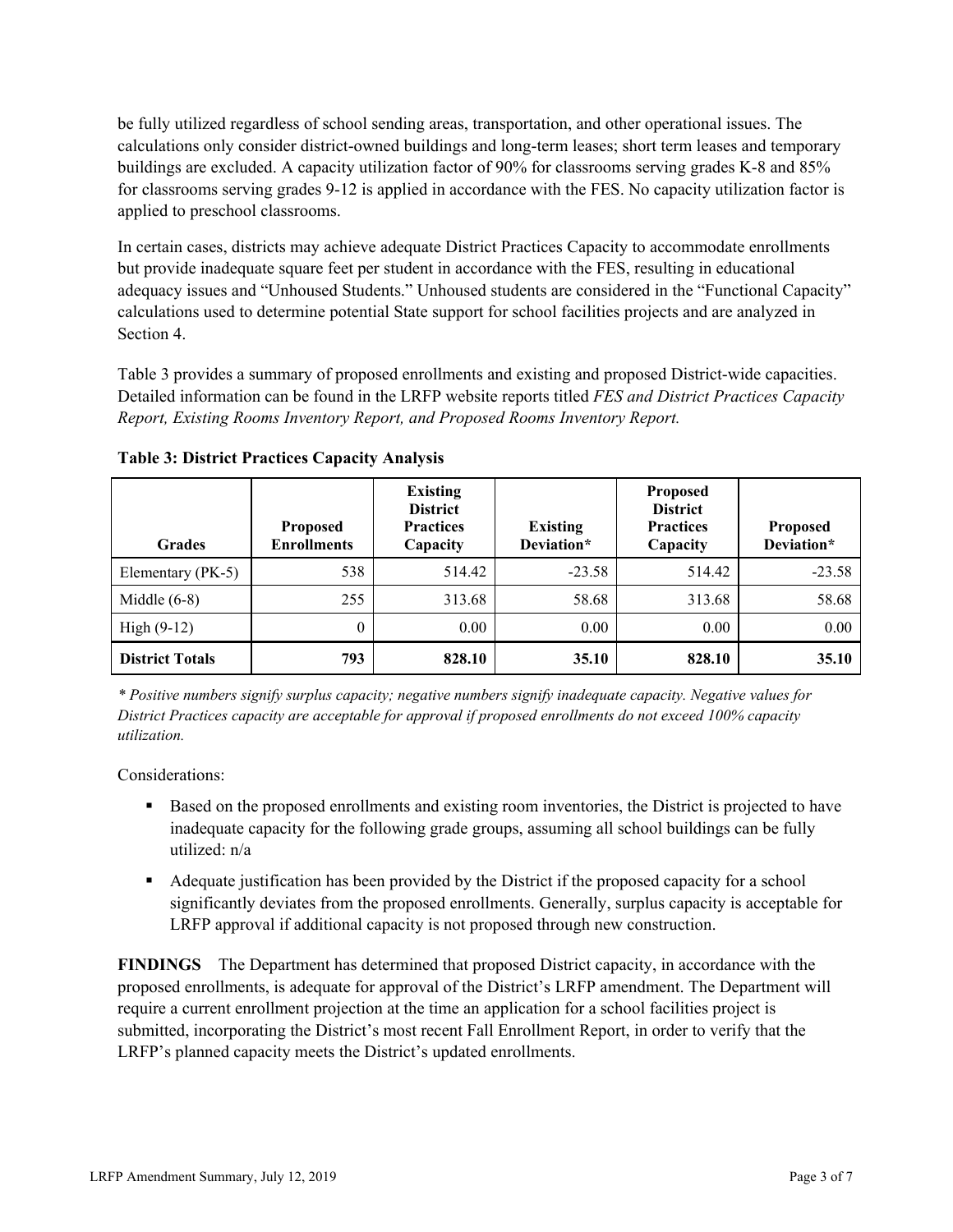be fully utilized regardless of school sending areas, transportation, and other operational issues. The calculations only consider district-owned buildings and long-term leases; short term leases and temporary buildings are excluded. A capacity utilization factor of 90% for classrooms serving grades K-8 and 85% for classrooms serving grades 9-12 is applied in accordance with the FES. No capacity utilization factor is applied to preschool classrooms.

In certain cases, districts may achieve adequate District Practices Capacity to accommodate enrollments but provide inadequate square feet per student in accordance with the FES, resulting in educational adequacy issues and "Unhoused Students." Unhoused students are considered in the "Functional Capacity" calculations used to determine potential State support for school facilities projects and are analyzed in Section 4.

Table 3 provides a summary of proposed enrollments and existing and proposed District-wide capacities. Detailed information can be found in the LRFP website reports titled *FES and District Practices Capacity Report, Existing Rooms Inventory Report, and Proposed Rooms Inventory Report.*

**Table 3: District Practices Capacity Analysis**

| Grades | Proposed Enrollments | Existing District Practices Capacity | Existing Deviation* | Proposed District Practices Capacity | Proposed Deviation* |
|---|---|---|---|---|---|
| Elementary (PK-5) | 538 | 514.42 | -23.58 | 514.42 | -23.58 |
| Middle (6-8) | 255 | 313.68 | 58.68 | 313.68 | 58.68 |
| High (9-12) | 0 | 0.00 | 0.00 | 0.00 | 0.00 |
| **District Totals** | **793** | **828.10** | **35.10** | **828.10** | **35.10** |

*\* Positive numbers signify surplus capacity; negative numbers signify inadequate capacity. Negative values for District Practices capacity are acceptable for approval if proposed enrollments do not exceed 100% capacity utilization.*

Considerations:

- Based on the proposed enrollments and existing room inventories, the District is projected to have inadequate capacity for the following grade groups, assuming all school buildings can be fully utilized: n/a
- Adequate justification has been provided by the District if the proposed capacity for a school significantly deviates from the proposed enrollments. Generally, surplus capacity is acceptable for LRFP approval if additional capacity is not proposed through new construction.

**FINDINGS** The Department has determined that proposed District capacity, in accordance with the proposed enrollments, is adequate for approval of the District's LRFP amendment. The Department will require a current enrollment projection at the time an application for a school facilities project is submitted, incorporating the District's most recent Fall Enrollment Report, in order to verify that the LRFP's planned capacity meets the District's updated enrollments.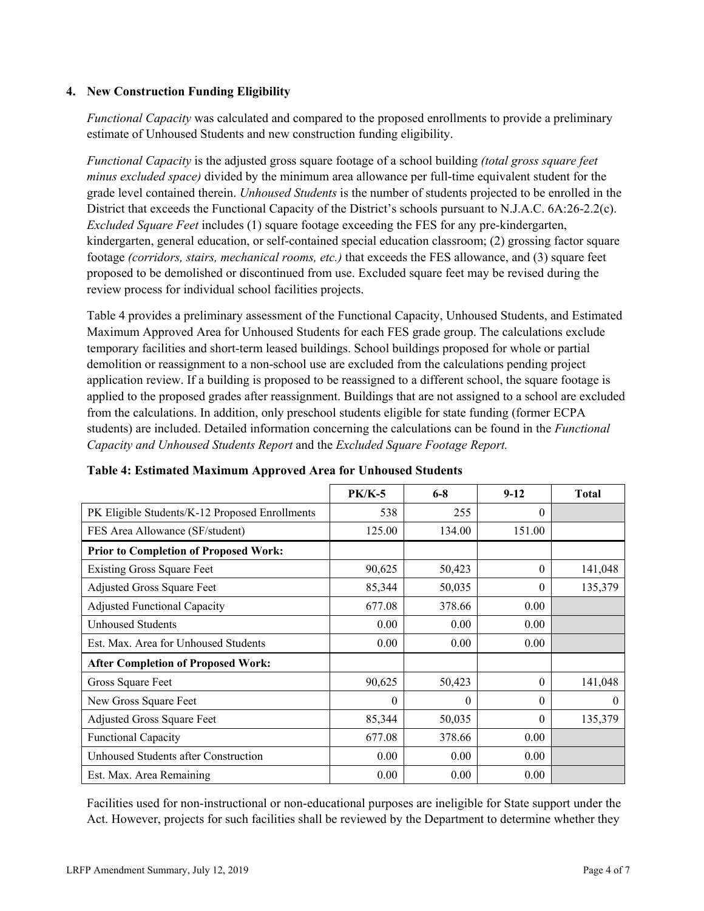## 4. New Construction Funding Eligibility

*Functional Capacity* was calculated and compared to the proposed enrollments to provide a preliminary estimate of Unhoused Students and new construction funding eligibility.

*Functional Capacity* is the adjusted gross square footage of a school building *(total gross square feet minus excluded space)* divided by the minimum area allowance per full-time equivalent student for the grade level contained therein. *Unhoused Students* is the number of students projected to be enrolled in the District that exceeds the Functional Capacity of the District's schools pursuant to N.J.A.C. 6A:26-2.2(c). *Excluded Square Feet* includes (1) square footage exceeding the FES for any pre-kindergarten, kindergarten, general education, or self-contained special education classroom; (2) grossing factor square footage *(corridors, stairs, mechanical rooms, etc.)* that exceeds the FES allowance, and (3) square feet proposed to be demolished or discontinued from use. Excluded square feet may be revised during the review process for individual school facilities projects.

Table 4 provides a preliminary assessment of the Functional Capacity, Unhoused Students, and Estimated Maximum Approved Area for Unhoused Students for each FES grade group. The calculations exclude temporary facilities and short-term leased buildings. School buildings proposed for whole or partial demolition or reassignment to a non-school use are excluded from the calculations pending project application review. If a building is proposed to be reassigned to a different school, the square footage is applied to the proposed grades after reassignment. Buildings that are not assigned to a school are excluded from the calculations. In addition, only preschool students eligible for state funding (former ECPA students) are included. Detailed information concerning the calculations can be found in the *Functional Capacity and Unhoused Students Report* and the *Excluded Square Footage Report.*

**Table 4: Estimated Maximum Approved Area for Unhoused Students**

| | PK/K-5 | 6-8 | 9-12 | Total |
|---|---|---|---|---|
| PK Eligible Students/K-12 Proposed Enrollments | 538 | 255 | 0 | |
| FES Area Allowance (SF/student) | 125.00 | 134.00 | 151.00 | |
| **Prior to Completion of Proposed Work:** | | | | |
| Existing Gross Square Feet | 90,625 | 50,423 | 0 | 141,048 |
| Adjusted Gross Square Feet | 85,344 | 50,035 | 0 | 135,379 |
| Adjusted Functional Capacity | 677.08 | 378.66 | 0.00 | |
| Unhoused Students | 0.00 | 0.00 | 0.00 | |
| Est. Max. Area for Unhoused Students | 0.00 | 0.00 | 0.00 | |
| **After Completion of Proposed Work:** | | | | |
| Gross Square Feet | 90,625 | 50,423 | 0 | 141,048 |
| New Gross Square Feet | 0 | 0 | 0 | 0 |
| Adjusted Gross Square Feet | 85,344 | 50,035 | 0 | 135,379 |
| Functional Capacity | 677.08 | 378.66 | 0.00 | |
| Unhoused Students after Construction | 0.00 | 0.00 | 0.00 | |
| Est. Max. Area Remaining | 0.00 | 0.00 | 0.00 | |

Facilities used for non-instructional or non-educational purposes are ineligible for State support under the Act. However, projects for such facilities shall be reviewed by the Department to determine whether they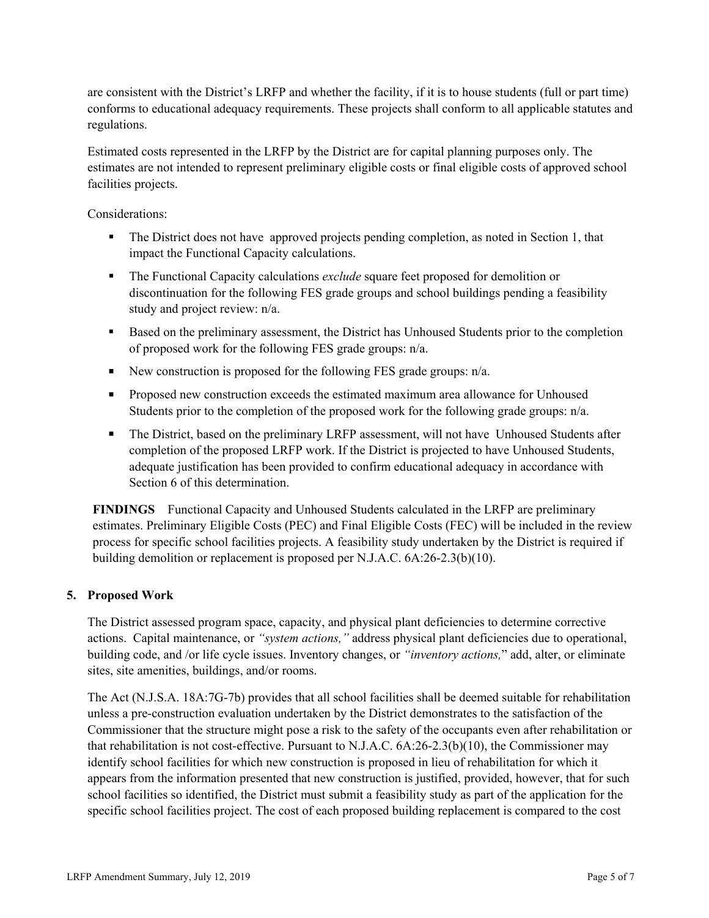are consistent with the District's LRFP and whether the facility, if it is to house students (full or part time) conforms to educational adequacy requirements. These projects shall conform to all applicable statutes and regulations.

Estimated costs represented in the LRFP by the District are for capital planning purposes only. The estimates are not intended to represent preliminary eligible costs or final eligible costs of approved school facilities projects.

Considerations:

- The District does not have approved projects pending completion, as noted in Section 1, that impact the Functional Capacity calculations.
- The Functional Capacity calculations *exclude* square feet proposed for demolition or discontinuation for the following FES grade groups and school buildings pending a feasibility study and project review: n/a.
- Based on the preliminary assessment, the District has Unhoused Students prior to the completion of proposed work for the following FES grade groups: n/a.
- New construction is proposed for the following FES grade groups: n/a.
- Proposed new construction exceeds the estimated maximum area allowance for Unhoused Students prior to the completion of the proposed work for the following grade groups: n/a.
- The District, based on the preliminary LRFP assessment, will not have Unhoused Students after completion of the proposed LRFP work. If the District is projected to have Unhoused Students, adequate justification has been provided to confirm educational adequacy in accordance with Section 6 of this determination.

**FINDINGS** Functional Capacity and Unhoused Students calculated in the LRFP are preliminary estimates. Preliminary Eligible Costs (PEC) and Final Eligible Costs (FEC) will be included in the review process for specific school facilities projects. A feasibility study undertaken by the District is required if building demolition or replacement is proposed per N.J.A.C. 6A:26-2.3(b)(10).

## 5. Proposed Work

The District assessed program space, capacity, and physical plant deficiencies to determine corrective actions. Capital maintenance, or *"system actions,"* address physical plant deficiencies due to operational, building code, and /or life cycle issues. Inventory changes, or *"inventory actions,"* add, alter, or eliminate sites, site amenities, buildings, and/or rooms.

The Act (N.J.S.A. 18A:7G-7b) provides that all school facilities shall be deemed suitable for rehabilitation unless a pre-construction evaluation undertaken by the District demonstrates to the satisfaction of the Commissioner that the structure might pose a risk to the safety of the occupants even after rehabilitation or that rehabilitation is not cost-effective. Pursuant to N.J.A.C. 6A:26-2.3(b)(10), the Commissioner may identify school facilities for which new construction is proposed in lieu of rehabilitation for which it appears from the information presented that new construction is justified, provided, however, that for such school facilities so identified, the District must submit a feasibility study as part of the application for the specific school facilities project. The cost of each proposed building replacement is compared to the cost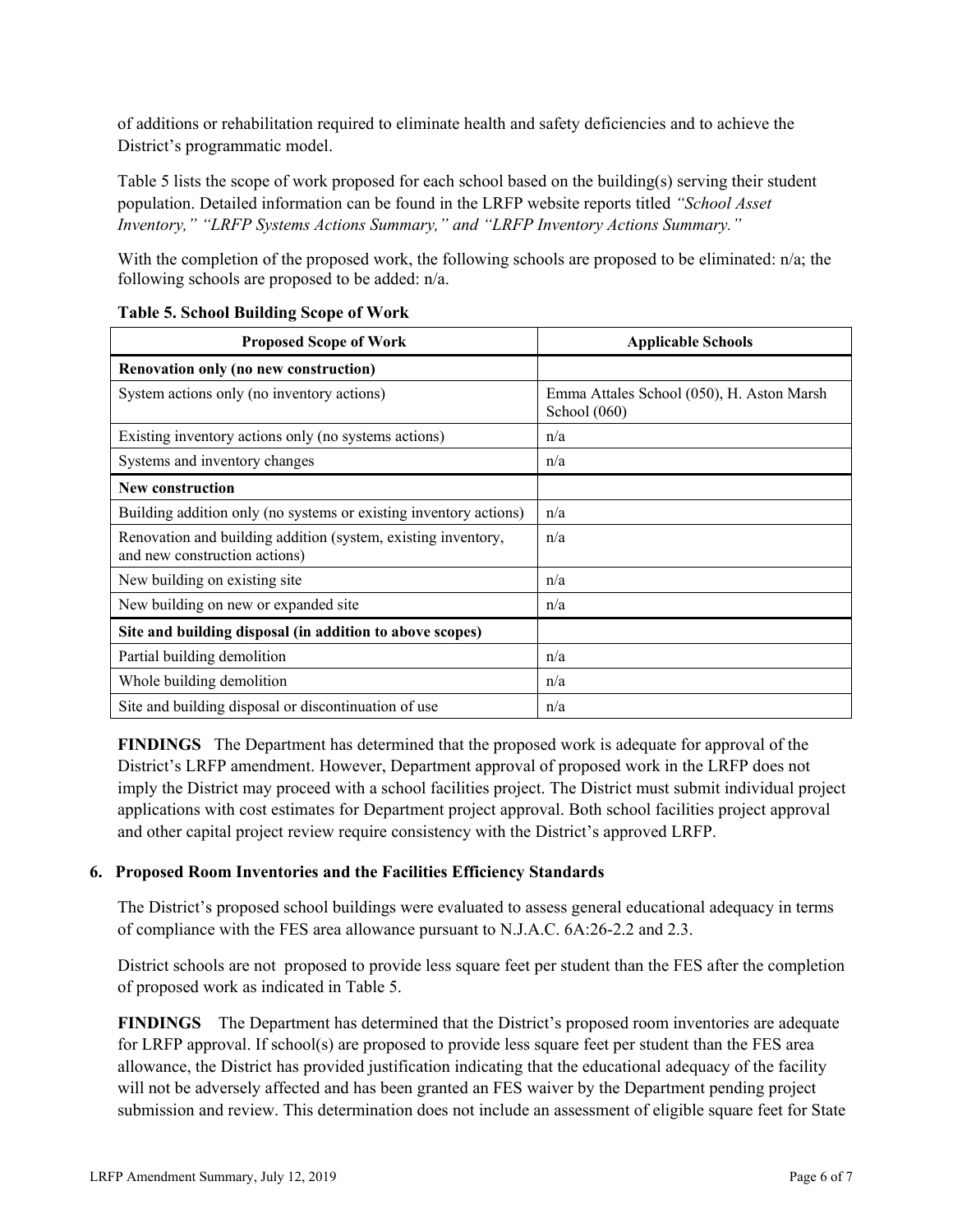of additions or rehabilitation required to eliminate health and safety deficiencies and to achieve the District's programmatic model.

Table 5 lists the scope of work proposed for each school based on the building(s) serving their student population. Detailed information can be found in the LRFP website reports titled *"School Asset Inventory," "LRFP Systems Actions Summary," and "LRFP Inventory Actions Summary."*

With the completion of the proposed work, the following schools are proposed to be eliminated: n/a; the following schools are proposed to be added: n/a.

**Table 5. School Building Scope of Work**

| Proposed Scope of Work | Applicable Schools |
|---|---|
| **Renovation only (no new construction)** | |
| System actions only (no inventory actions) | Emma Attales School (050), H. Aston Marsh School (060) |
| Existing inventory actions only (no systems actions) | n/a |
| Systems and inventory changes | n/a |
| **New construction** | |
| Building addition only (no systems or existing inventory actions) | n/a |
| Renovation and building addition (system, existing inventory, and new construction actions) | n/a |
| New building on existing site | n/a |
| New building on new or expanded site | n/a |
| **Site and building disposal (in addition to above scopes)** | |
| Partial building demolition | n/a |
| Whole building demolition | n/a |
| Site and building disposal or discontinuation of use | n/a |

**FINDINGS** The Department has determined that the proposed work is adequate for approval of the District's LRFP amendment. However, Department approval of proposed work in the LRFP does not imply the District may proceed with a school facilities project. The District must submit individual project applications with cost estimates for Department project approval. Both school facilities project approval and other capital project review require consistency with the District's approved LRFP.

### 6. Proposed Room Inventories and the Facilities Efficiency Standards

The District's proposed school buildings were evaluated to assess general educational adequacy in terms of compliance with the FES area allowance pursuant to N.J.A.C. 6A:26-2.2 and 2.3.

District schools are not proposed to provide less square feet per student than the FES after the completion of proposed work as indicated in Table 5.

**FINDINGS** The Department has determined that the District's proposed room inventories are adequate for LRFP approval. If school(s) are proposed to provide less square feet per student than the FES area allowance, the District has provided justification indicating that the educational adequacy of the facility will not be adversely affected and has been granted an FES waiver by the Department pending project submission and review. This determination does not include an assessment of eligible square feet for State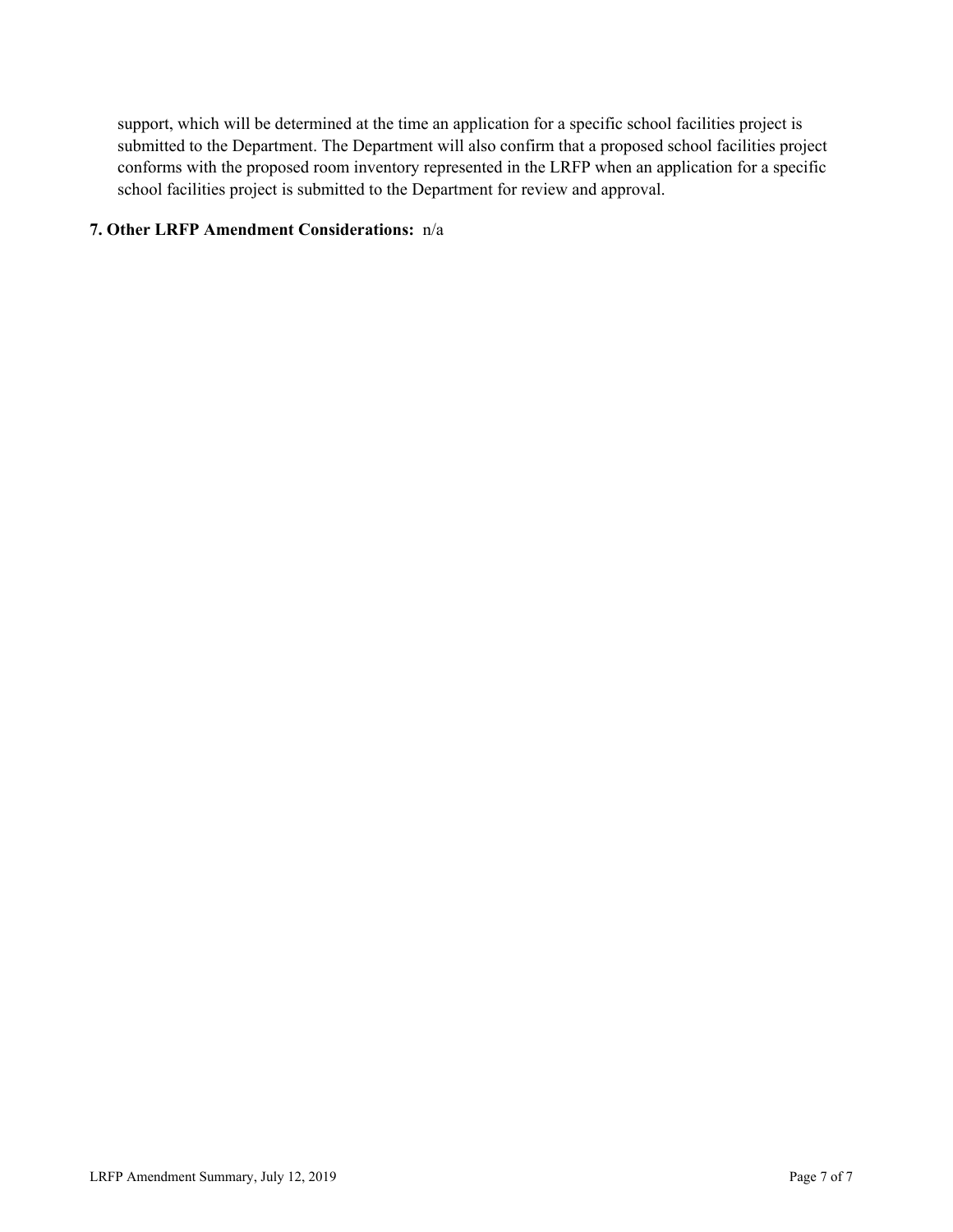support, which will be determined at the time an application for a specific school facilities project is submitted to the Department. The Department will also confirm that a proposed school facilities project conforms with the proposed room inventory represented in the LRFP when an application for a specific school facilities project is submitted to the Department for review and approval.

**7. Other LRFP Amendment Considerations:** n/a